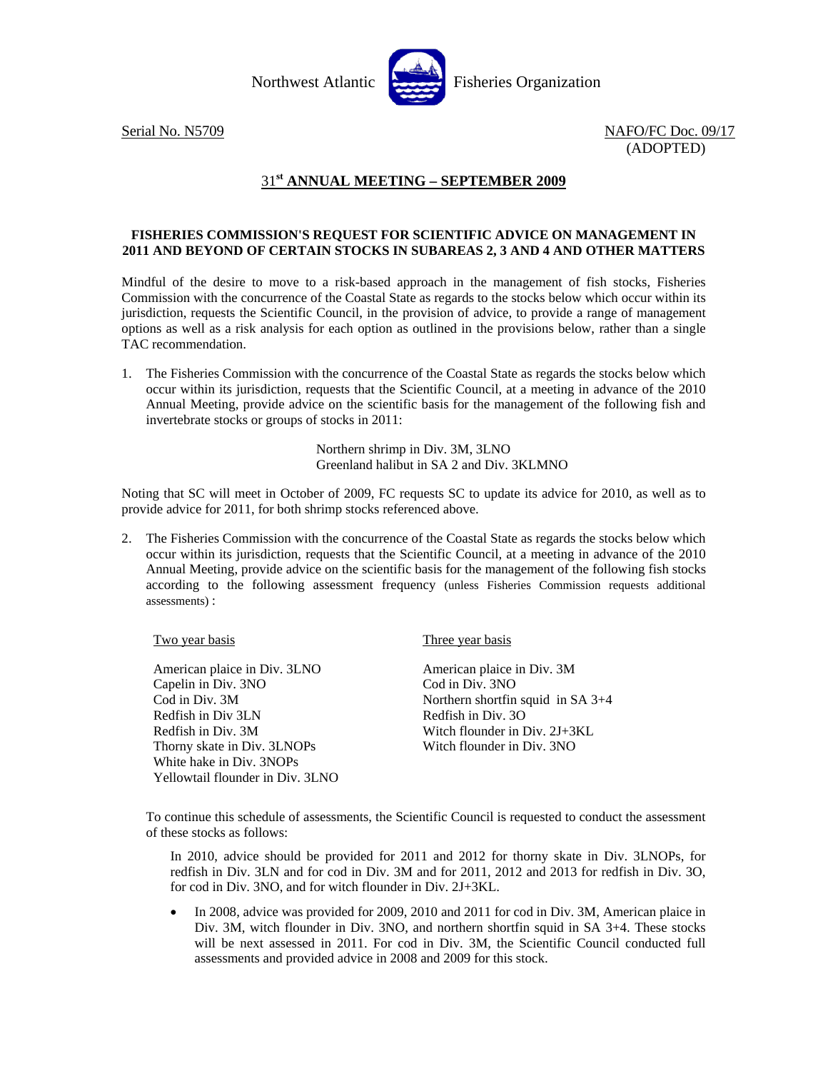Northwest Atlantic Fisheries Organization

Serial No. N5709 NAFO/FC Doc. 09/17
(ADOPTED)

## 31st ANNUAL MEETING – SEPTEMBER 2009

### FISHERIES COMMISSION'S REQUEST FOR SCIENTIFIC ADVICE ON MANAGEMENT IN 2011 AND BEYOND OF CERTAIN STOCKS IN SUBAREAS 2, 3 AND 4 AND OTHER MATTERS

Mindful of the desire to move to a risk-based approach in the management of fish stocks, Fisheries Commission with the concurrence of the Coastal State as regards to the stocks below which occur within its jurisdiction, requests the Scientific Council, in the provision of advice, to provide a range of management options as well as a risk analysis for each option as outlined in the provisions below, rather than a single TAC recommendation.

1. The Fisheries Commission with the concurrence of the Coastal State as regards the stocks below which occur within its jurisdiction, requests that the Scientific Council, at a meeting in advance of the 2010 Annual Meeting, provide advice on the scientific basis for the management of the following fish and invertebrate stocks or groups of stocks in 2011:

   Northern shrimp in Div. 3M, 3LNO
   Greenland halibut in SA 2 and Div. 3KLMNO

Noting that SC will meet in October of 2009, FC requests SC to update its advice for 2010, as well as to provide advice for 2011, for both shrimp stocks referenced above.

2. The Fisheries Commission with the concurrence of the Coastal State as regards the stocks below which occur within its jurisdiction, requests that the Scientific Council, at a meeting in advance of the 2010 Annual Meeting, provide advice on the scientific basis for the management of the following fish stocks according to the following assessment frequency (unless Fisheries Commission requests additional assessments) :

| Two year basis | Three year basis |
|---|---|
| American plaice in Div. 3LNO | American plaice in Div. 3M |
| Capelin in Div. 3NO | Cod in Div. 3NO |
| Cod in Div. 3M | Northern shortfin squid in SA 3+4 |
| Redfish in Div 3LN | Redfish in Div. 3O |
| Redfish in Div. 3M | Witch flounder in Div. 2J+3KL |
| Thorny skate in Div. 3LNOPs | Witch flounder in Div. 3NO |
| White hake in Div. 3NOPs | |
| Yellowtail flounder in Div. 3LNO | |

To continue this schedule of assessments, the Scientific Council is requested to conduct the assessment of these stocks as follows:

In 2010, advice should be provided for 2011 and 2012 for thorny skate in Div. 3LNOPs, for redfish in Div. 3LN and for cod in Div. 3M and for 2011, 2012 and 2013 for redfish in Div. 3O, for cod in Div. 3NO, and for witch flounder in Div. 2J+3KL.

- In 2008, advice was provided for 2009, 2010 and 2011 for cod in Div. 3M, American plaice in Div. 3M, witch flounder in Div. 3NO, and northern shortfin squid in SA 3+4. These stocks will be next assessed in 2011. For cod in Div. 3M, the Scientific Council conducted full assessments and provided advice in 2008 and 2009 for this stock.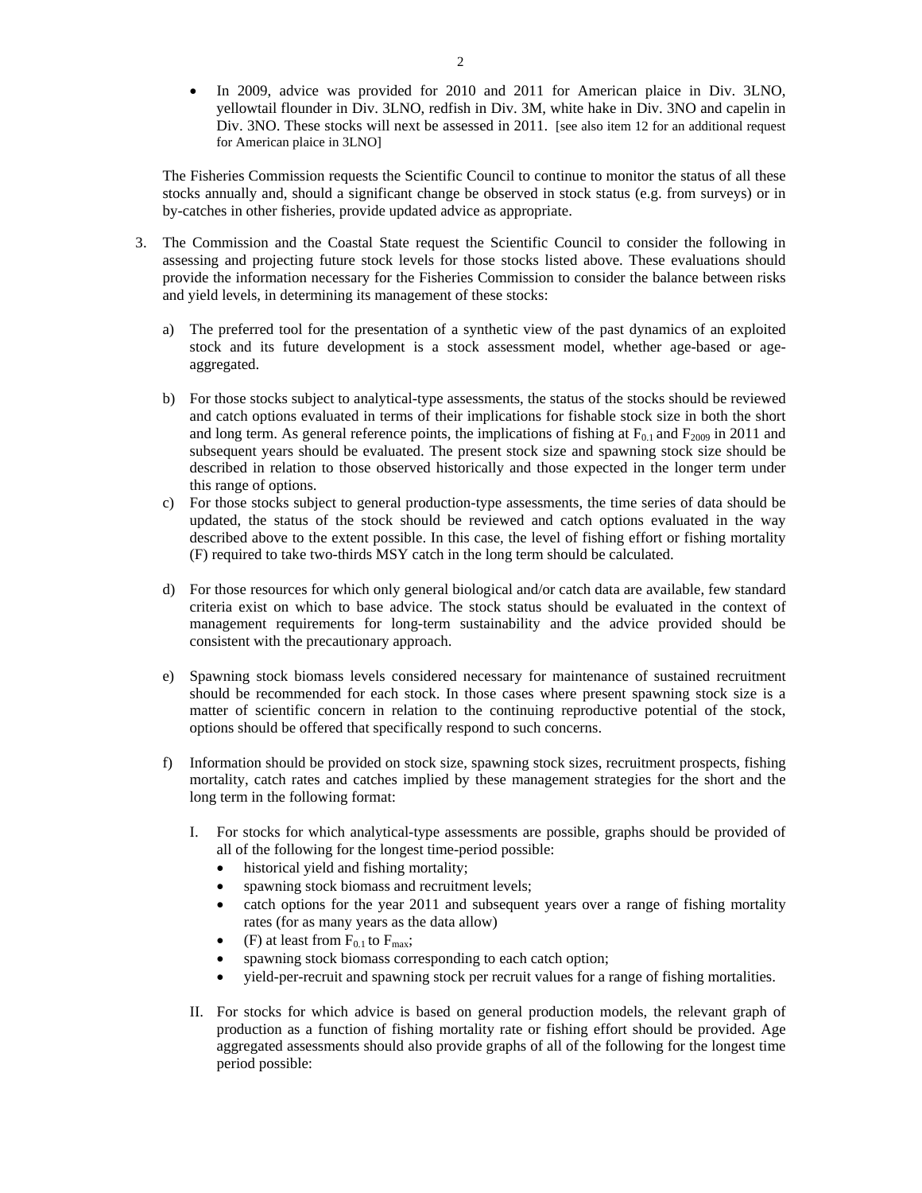- In 2009, advice was provided for 2010 and 2011 for American plaice in Div. 3LNO, yellowtail flounder in Div. 3LNO, redfish in Div. 3M, white hake in Div. 3NO and capelin in Div. 3NO. These stocks will next be assessed in 2011. [see also item 12 for an additional request for American plaice in 3LNO]

The Fisheries Commission requests the Scientific Council to continue to monitor the status of all these stocks annually and, should a significant change be observed in stock status (e.g. from surveys) or in by-catches in other fisheries, provide updated advice as appropriate.

3. The Commission and the Coastal State request the Scientific Council to consider the following in assessing and projecting future stock levels for those stocks listed above. These evaluations should provide the information necessary for the Fisheries Commission to consider the balance between risks and yield levels, in determining its management of these stocks:

   a) The preferred tool for the presentation of a synthetic view of the past dynamics of an exploited stock and its future development is a stock assessment model, whether age-based or age-aggregated.

   b) For those stocks subject to analytical-type assessments, the status of the stocks should be reviewed and catch options evaluated in terms of their implications for fishable stock size in both the short and long term. As general reference points, the implications of fishing at $F_{0.1}$ and $F_{2009}$ in 2011 and subsequent years should be evaluated. The present stock size and spawning stock size should be described in relation to those observed historically and those expected in the longer term under this range of options.

   c) For those stocks subject to general production-type assessments, the time series of data should be updated, the status of the stock should be reviewed and catch options evaluated in the way described above to the extent possible. In this case, the level of fishing effort or fishing mortality (F) required to take two-thirds MSY catch in the long term should be calculated.

   d) For those resources for which only general biological and/or catch data are available, few standard criteria exist on which to base advice. The stock status should be evaluated in the context of management requirements for long-term sustainability and the advice provided should be consistent with the precautionary approach.

   e) Spawning stock biomass levels considered necessary for maintenance of sustained recruitment should be recommended for each stock. In those cases where present spawning stock size is a matter of scientific concern in relation to the continuing reproductive potential of the stock, options should be offered that specifically respond to such concerns.

   f) Information should be provided on stock size, spawning stock sizes, recruitment prospects, fishing mortality, catch rates and catches implied by these management strategies for the short and the long term in the following format:

      I. For stocks for which analytical-type assessments are possible, graphs should be provided of all of the following for the longest time-period possible:
         - historical yield and fishing mortality;
         - spawning stock biomass and recruitment levels;
         - catch options for the year 2011 and subsequent years over a range of fishing mortality rates (for as many years as the data allow)
         - (F) at least from $F_{0.1}$ to $F_{max}$;
         - spawning stock biomass corresponding to each catch option;
         - yield-per-recruit and spawning stock per recruit values for a range of fishing mortalities.

      II. For stocks for which advice is based on general production models, the relevant graph of production as a function of fishing mortality rate or fishing effort should be provided. Age aggregated assessments should also provide graphs of all of the following for the longest time period possible: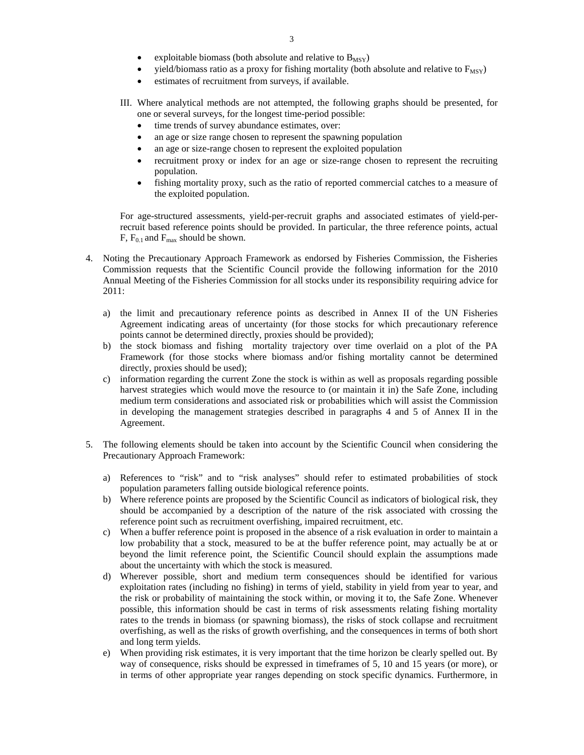- exploitable biomass (both absolute and relative to $B_{MSY}$)
- yield/biomass ratio as a proxy for fishing mortality (both absolute and relative to $F_{MSY}$)
- estimates of recruitment from surveys, if available.

III. Where analytical methods are not attempted, the following graphs should be presented, for one or several surveys, for the longest time-period possible:
- time trends of survey abundance estimates, over:
- an age or size range chosen to represent the spawning population
- an age or size-range chosen to represent the exploited population
- recruitment proxy or index for an age or size-range chosen to represent the recruiting population.
- fishing mortality proxy, such as the ratio of reported commercial catches to a measure of the exploited population.

For age-structured assessments, yield-per-recruit graphs and associated estimates of yield-per-recruit based reference points should be provided. In particular, the three reference points, actual F, $F_{0.1}$ and $F_{max}$ should be shown.

4. Noting the Precautionary Approach Framework as endorsed by Fisheries Commission, the Fisheries Commission requests that the Scientific Council provide the following information for the 2010 Annual Meeting of the Fisheries Commission for all stocks under its responsibility requiring advice for 2011:

   a) the limit and precautionary reference points as described in Annex II of the UN Fisheries Agreement indicating areas of uncertainty (for those stocks for which precautionary reference points cannot be determined directly, proxies should be provided);
   b) the stock biomass and fishing mortality trajectory over time overlaid on a plot of the PA Framework (for those stocks where biomass and/or fishing mortality cannot be determined directly, proxies should be used);
   c) information regarding the current Zone the stock is within as well as proposals regarding possible harvest strategies which would move the resource to (or maintain it in) the Safe Zone, including medium term considerations and associated risk or probabilities which will assist the Commission in developing the management strategies described in paragraphs 4 and 5 of Annex II in the Agreement.

5. The following elements should be taken into account by the Scientific Council when considering the Precautionary Approach Framework:

   a) References to "risk" and to "risk analyses" should refer to estimated probabilities of stock population parameters falling outside biological reference points.
   b) Where reference points are proposed by the Scientific Council as indicators of biological risk, they should be accompanied by a description of the nature of the risk associated with crossing the reference point such as recruitment overfishing, impaired recruitment, etc.
   c) When a buffer reference point is proposed in the absence of a risk evaluation in order to maintain a low probability that a stock, measured to be at the buffer reference point, may actually be at or beyond the limit reference point, the Scientific Council should explain the assumptions made about the uncertainty with which the stock is measured.
   d) Wherever possible, short and medium term consequences should be identified for various exploitation rates (including no fishing) in terms of yield, stability in yield from year to year, and the risk or probability of maintaining the stock within, or moving it to, the Safe Zone. Whenever possible, this information should be cast in terms of risk assessments relating fishing mortality rates to the trends in biomass (or spawning biomass), the risks of stock collapse and recruitment overfishing, as well as the risks of growth overfishing, and the consequences in terms of both short and long term yields.
   e) When providing risk estimates, it is very important that the time horizon be clearly spelled out. By way of consequence, risks should be expressed in timeframes of 5, 10 and 15 years (or more), or in terms of other appropriate year ranges depending on stock specific dynamics. Furthermore, in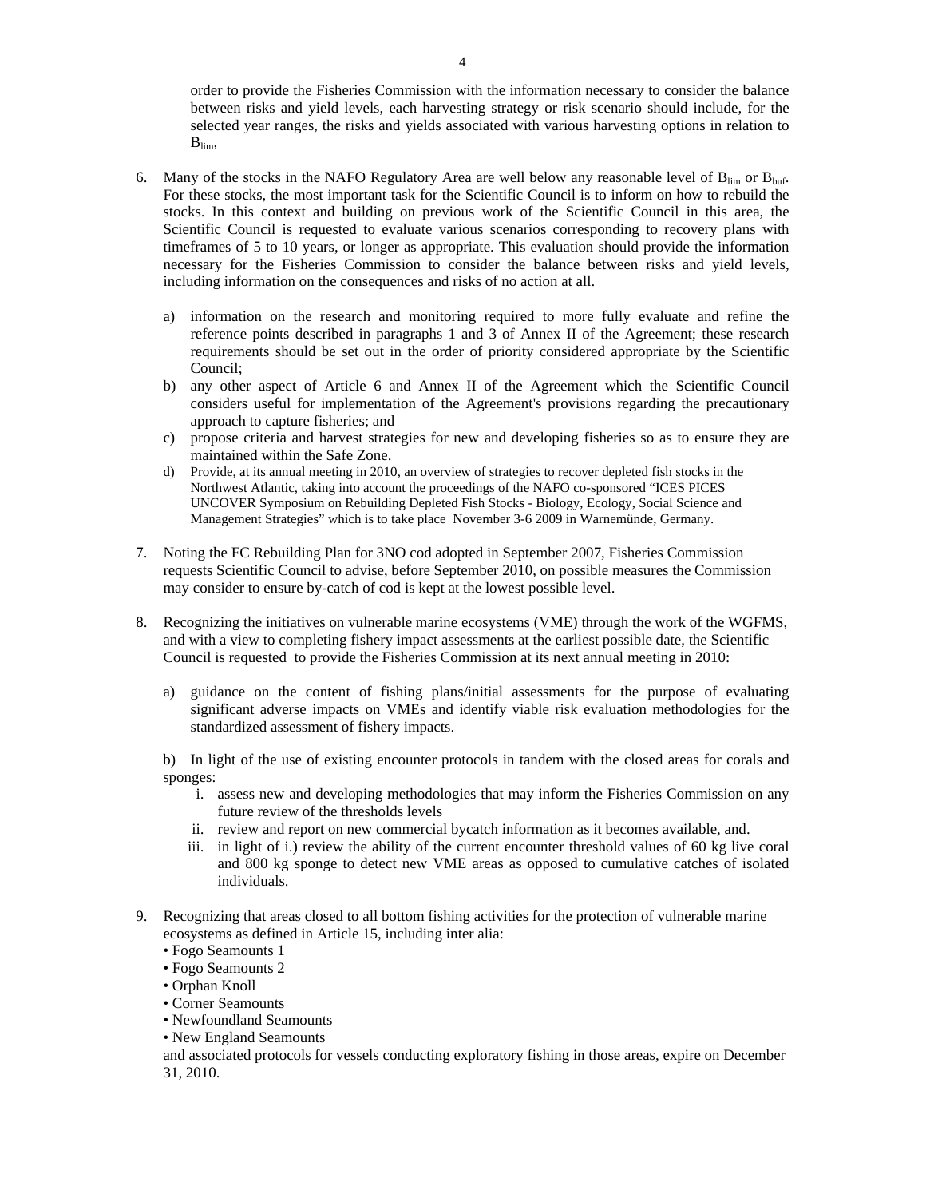order to provide the Fisheries Commission with the information necessary to consider the balance between risks and yield levels, each harvesting strategy or risk scenario should include, for the selected year ranges, the risks and yields associated with various harvesting options in relation to $B_{lim}$,

6. Many of the stocks in the NAFO Regulatory Area are well below any reasonable level of $B_{lim}$ or $B_{buf}$. For these stocks, the most important task for the Scientific Council is to inform on how to rebuild the stocks. In this context and building on previous work of the Scientific Council in this area, the Scientific Council is requested to evaluate various scenarios corresponding to recovery plans with timeframes of 5 to 10 years, or longer as appropriate. This evaluation should provide the information necessary for the Fisheries Commission to consider the balance between risks and yield levels, including information on the consequences and risks of no action at all.

   a) information on the research and monitoring required to more fully evaluate and refine the reference points described in paragraphs 1 and 3 of Annex II of the Agreement; these research requirements should be set out in the order of priority considered appropriate by the Scientific Council;
   b) any other aspect of Article 6 and Annex II of the Agreement which the Scientific Council considers useful for implementation of the Agreement's provisions regarding the precautionary approach to capture fisheries; and
   c) propose criteria and harvest strategies for new and developing fisheries so as to ensure they are maintained within the Safe Zone.
   d) Provide, at its annual meeting in 2010, an overview of strategies to recover depleted fish stocks in the Northwest Atlantic, taking into account the proceedings of the NAFO co-sponsored "ICES PICES UNCOVER Symposium on Rebuilding Depleted Fish Stocks - Biology, Ecology, Social Science and Management Strategies" which is to take place November 3-6 2009 in Warnemünde, Germany.

7. Noting the FC Rebuilding Plan for 3NO cod adopted in September 2007, Fisheries Commission requests Scientific Council to advise, before September 2010, on possible measures the Commission may consider to ensure by-catch of cod is kept at the lowest possible level.

8. Recognizing the initiatives on vulnerable marine ecosystems (VME) through the work of the WGFMS, and with a view to completing fishery impact assessments at the earliest possible date, the Scientific Council is requested to provide the Fisheries Commission at its next annual meeting in 2010:

   a) guidance on the content of fishing plans/initial assessments for the purpose of evaluating significant adverse impacts on VMEs and identify viable risk evaluation methodologies for the standardized assessment of fishery impacts.

   b) In light of the use of existing encounter protocols in tandem with the closed areas for corals and sponges:
      i. assess new and developing methodologies that may inform the Fisheries Commission on any future review of the thresholds levels
      ii. review and report on new commercial bycatch information as it becomes available, and.
      iii. in light of i.) review the ability of the current encounter threshold values of 60 kg live coral and 800 kg sponge to detect new VME areas as opposed to cumulative catches of isolated individuals.

9. Recognizing that areas closed to all bottom fishing activities for the protection of vulnerable marine ecosystems as defined in Article 15, including inter alia:
   - Fogo Seamounts 1
   - Fogo Seamounts 2
   - Orphan Knoll
   - Corner Seamounts
   - Newfoundland Seamounts
   - New England Seamounts

   and associated protocols for vessels conducting exploratory fishing in those areas, expire on December 31, 2010.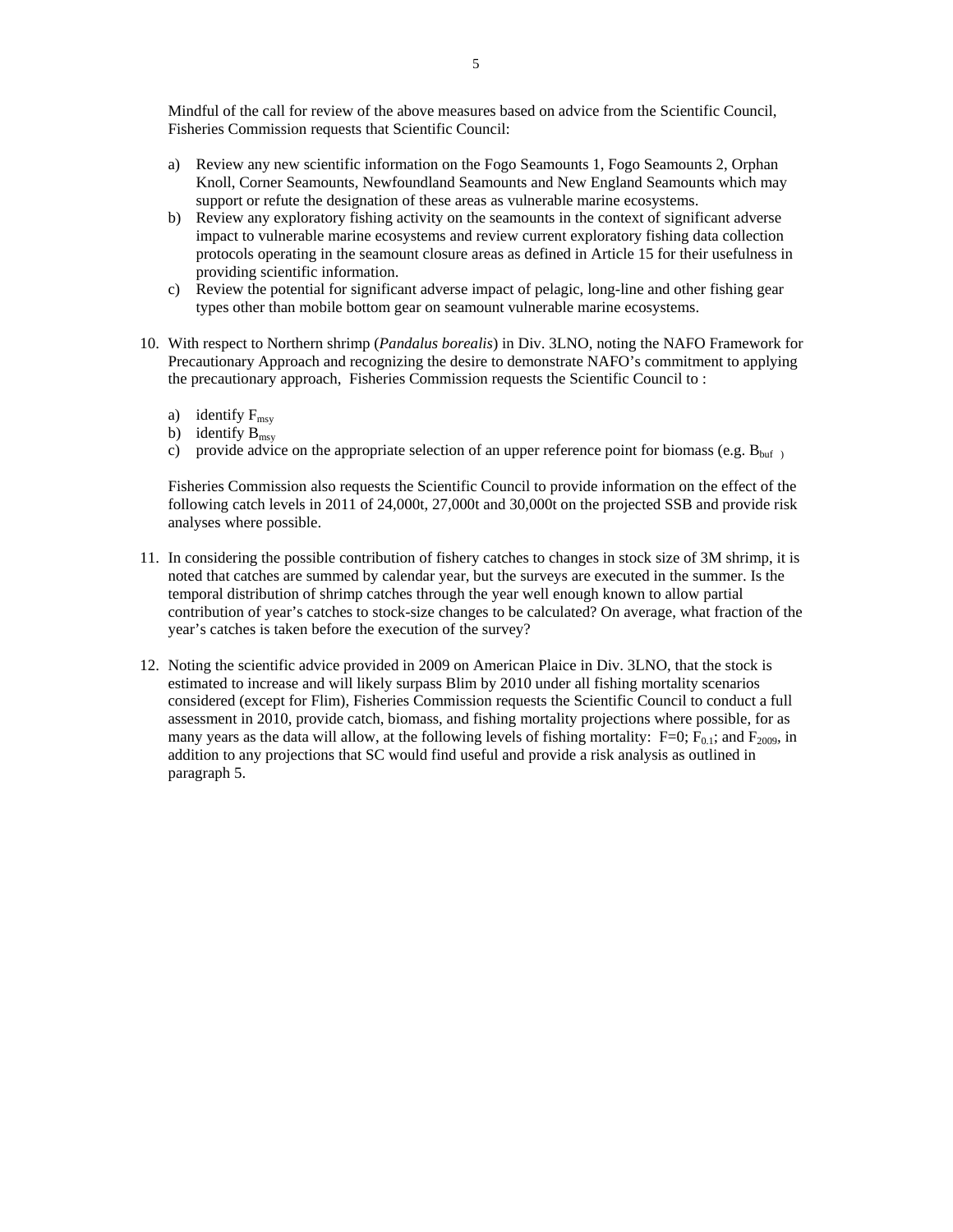Mindful of the call for review of the above measures based on advice from the Scientific Council, Fisheries Commission requests that Scientific Council:

a) Review any new scientific information on the Fogo Seamounts 1, Fogo Seamounts 2, Orphan Knoll, Corner Seamounts, Newfoundland Seamounts and New England Seamounts which may support or refute the designation of these areas as vulnerable marine ecosystems.
b) Review any exploratory fishing activity on the seamounts in the context of significant adverse impact to vulnerable marine ecosystems and review current exploratory fishing data collection protocols operating in the seamount closure areas as defined in Article 15 for their usefulness in providing scientific information.
c) Review the potential for significant adverse impact of pelagic, long-line and other fishing gear types other than mobile bottom gear on seamount vulnerable marine ecosystems.

10. With respect to Northern shrimp (*Pandalus borealis*) in Div. 3LNO, noting the NAFO Framework for Precautionary Approach and recognizing the desire to demonstrate NAFO's commitment to applying the precautionary approach, Fisheries Commission requests the Scientific Council to :

    a) identify $F_{msy}$
    b) identify $B_{msy}$
    c) provide advice on the appropriate selection of an upper reference point for biomass (e.g. $B_{buf}$ )

    Fisheries Commission also requests the Scientific Council to provide information on the effect of the following catch levels in 2011 of 24,000t, 27,000t and 30,000t on the projected SSB and provide risk analyses where possible.

11. In considering the possible contribution of fishery catches to changes in stock size of 3M shrimp, it is noted that catches are summed by calendar year, but the surveys are executed in the summer. Is the temporal distribution of shrimp catches through the year well enough known to allow partial contribution of year's catches to stock-size changes to be calculated? On average, what fraction of the year's catches is taken before the execution of the survey?

12. Noting the scientific advice provided in 2009 on American Plaice in Div. 3LNO, that the stock is estimated to increase and will likely surpass Blim by 2010 under all fishing mortality scenarios considered (except for Flim), Fisheries Commission requests the Scientific Council to conduct a full assessment in 2010, provide catch, biomass, and fishing mortality projections where possible, for as many years as the data will allow, at the following levels of fishing mortality: F=0; $F_{0.1}$; and $F_{2009}$, in addition to any projections that SC would find useful and provide a risk analysis as outlined in paragraph 5.